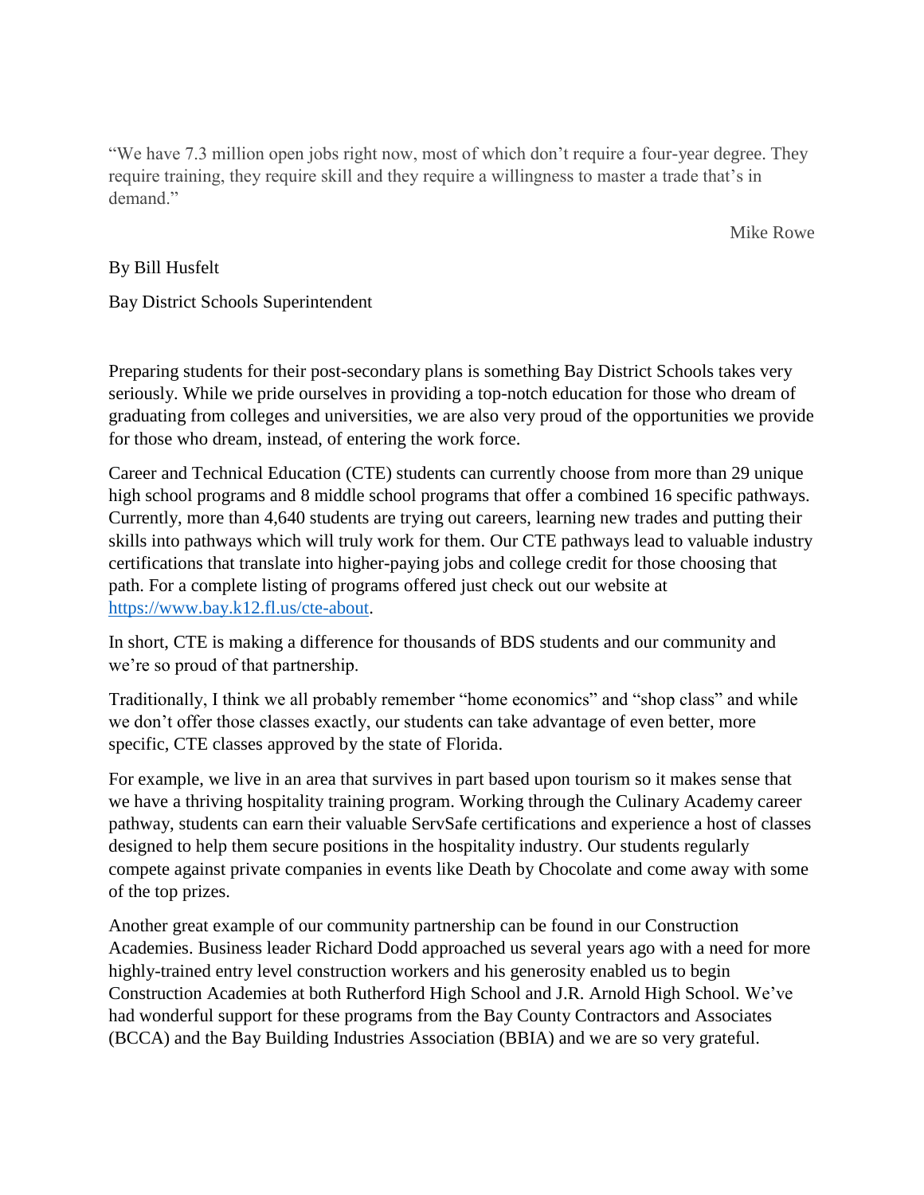> "We have 7.3 million open jobs right now, most of which don't require a four-year degree. They require training, they require skill and they require a willingness to master a trade that's in demand."
>
> Mike Rowe

By Bill Husfelt

Bay District Schools Superintendent

Preparing students for their post-secondary plans is something Bay District Schools takes very seriously. While we pride ourselves in providing a top-notch education for those who dream of graduating from colleges and universities, we are also very proud of the opportunities we provide for those who dream, instead, of entering the work force.

Career and Technical Education (CTE) students can currently choose from more than 29 unique high school programs and 8 middle school programs that offer a combined 16 specific pathways. Currently, more than 4,640 students are trying out careers, learning new trades and putting their skills into pathways which will truly work for them. Our CTE pathways lead to valuable industry certifications that translate into higher-paying jobs and college credit for those choosing that path. For a complete listing of programs offered just check out our website at [https://www.bay.k12.fl.us/cte-about](https://www.bay.k12.fl.us/cte-about).

In short, CTE is making a difference for thousands of BDS students and our community and we're so proud of that partnership.

Traditionally, I think we all probably remember "home economics" and "shop class" and while we don't offer those classes exactly, our students can take advantage of even better, more specific, CTE classes approved by the state of Florida.

For example, we live in an area that survives in part based upon tourism so it makes sense that we have a thriving hospitality training program. Working through the Culinary Academy career pathway, students can earn their valuable ServSafe certifications and experience a host of classes designed to help them secure positions in the hospitality industry. Our students regularly compete against private companies in events like Death by Chocolate and come away with some of the top prizes.

Another great example of our community partnership can be found in our Construction Academies. Business leader Richard Dodd approached us several years ago with a need for more highly-trained entry level construction workers and his generosity enabled us to begin Construction Academies at both Rutherford High School and J.R. Arnold High School. We've had wonderful support for these programs from the Bay County Contractors and Associates (BCCA) and the Bay Building Industries Association (BBIA) and we are so very grateful.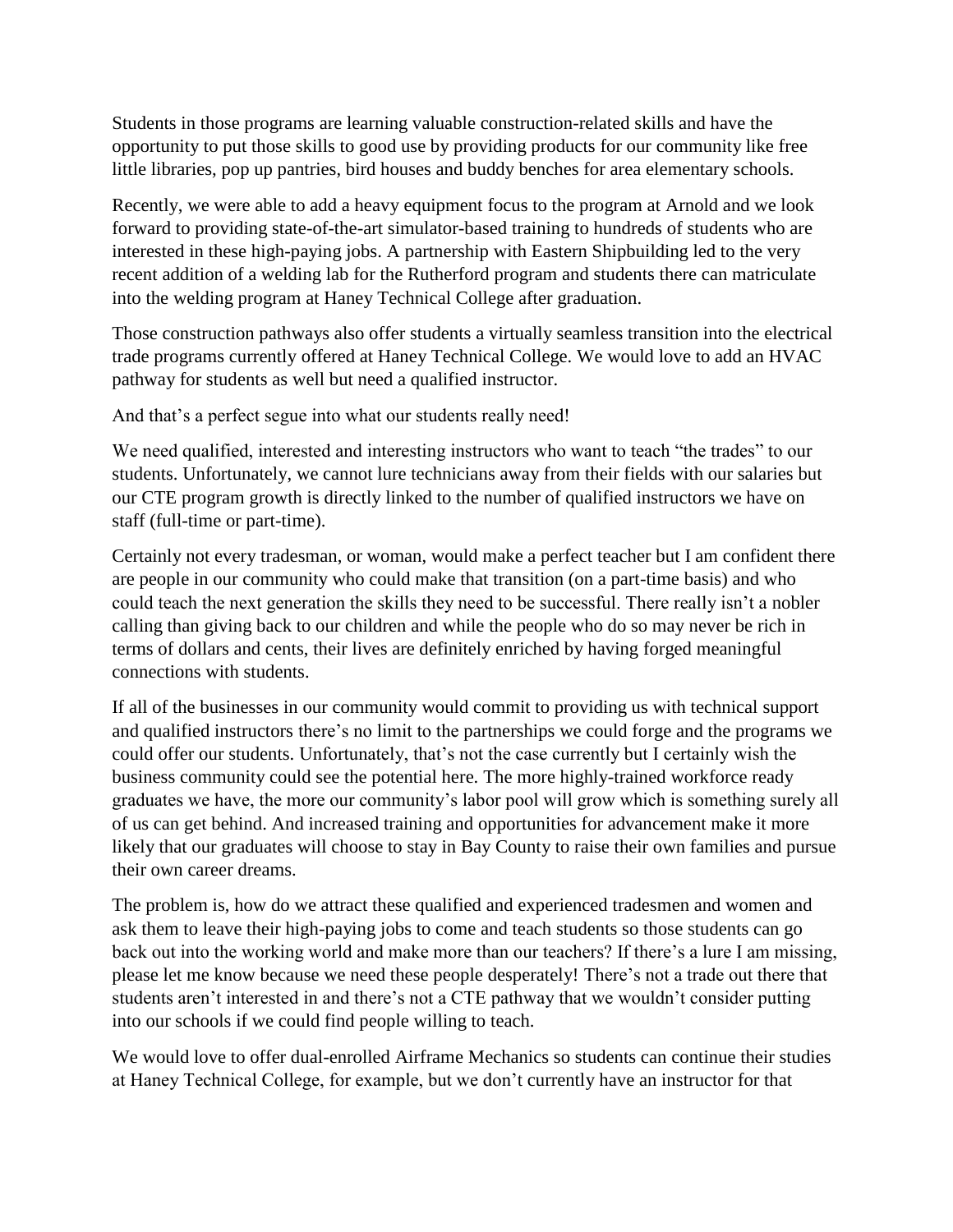Students in those programs are learning valuable construction-related skills and have the opportunity to put those skills to good use by providing products for our community like free little libraries, pop up pantries, bird houses and buddy benches for area elementary schools.

Recently, we were able to add a heavy equipment focus to the program at Arnold and we look forward to providing state-of-the-art simulator-based training to hundreds of students who are interested in these high-paying jobs. A partnership with Eastern Shipbuilding led to the very recent addition of a welding lab for the Rutherford program and students there can matriculate into the welding program at Haney Technical College after graduation.

Those construction pathways also offer students a virtually seamless transition into the electrical trade programs currently offered at Haney Technical College. We would love to add an HVAC pathway for students as well but need a qualified instructor.

And that's a perfect segue into what our students really need!

We need qualified, interested and interesting instructors who want to teach "the trades" to our students. Unfortunately, we cannot lure technicians away from their fields with our salaries but our CTE program growth is directly linked to the number of qualified instructors we have on staff (full-time or part-time).

Certainly not every tradesman, or woman, would make a perfect teacher but I am confident there are people in our community who could make that transition (on a part-time basis) and who could teach the next generation the skills they need to be successful. There really isn't a nobler calling than giving back to our children and while the people who do so may never be rich in terms of dollars and cents, their lives are definitely enriched by having forged meaningful connections with students.

If all of the businesses in our community would commit to providing us with technical support and qualified instructors there's no limit to the partnerships we could forge and the programs we could offer our students. Unfortunately, that's not the case currently but I certainly wish the business community could see the potential here. The more highly-trained workforce ready graduates we have, the more our community's labor pool will grow which is something surely all of us can get behind. And increased training and opportunities for advancement make it more likely that our graduates will choose to stay in Bay County to raise their own families and pursue their own career dreams.

The problem is, how do we attract these qualified and experienced tradesmen and women and ask them to leave their high-paying jobs to come and teach students so those students can go back out into the working world and make more than our teachers? If there's a lure I am missing, please let me know because we need these people desperately! There's not a trade out there that students aren't interested in and there's not a CTE pathway that we wouldn't consider putting into our schools if we could find people willing to teach.

We would love to offer dual-enrolled Airframe Mechanics so students can continue their studies at Haney Technical College, for example, but we don't currently have an instructor for that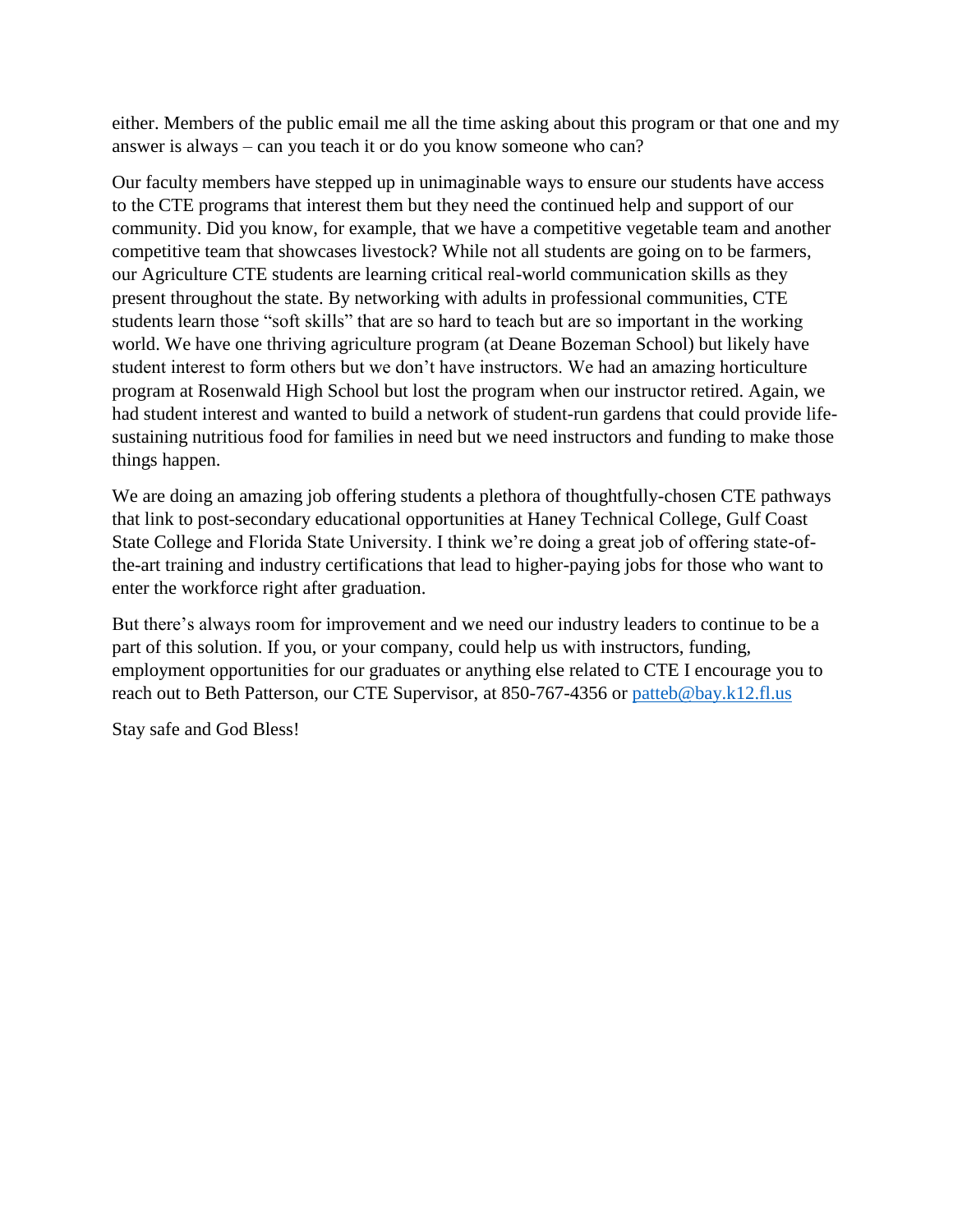either. Members of the public email me all the time asking about this program or that one and my answer is always – can you teach it or do you know someone who can?

Our faculty members have stepped up in unimaginable ways to ensure our students have access to the CTE programs that interest them but they need the continued help and support of our community. Did you know, for example, that we have a competitive vegetable team and another competitive team that showcases livestock? While not all students are going on to be farmers, our Agriculture CTE students are learning critical real-world communication skills as they present throughout the state. By networking with adults in professional communities, CTE students learn those "soft skills" that are so hard to teach but are so important in the working world. We have one thriving agriculture program (at Deane Bozeman School) but likely have student interest to form others but we don't have instructors. We had an amazing horticulture program at Rosenwald High School but lost the program when our instructor retired. Again, we had student interest and wanted to build a network of student-run gardens that could provide life-sustaining nutritious food for families in need but we need instructors and funding to make those things happen.

We are doing an amazing job offering students a plethora of thoughtfully-chosen CTE pathways that link to post-secondary educational opportunities at Haney Technical College, Gulf Coast State College and Florida State University. I think we're doing a great job of offering state-of-the-art training and industry certifications that lead to higher-paying jobs for those who want to enter the workforce right after graduation.

But there's always room for improvement and we need our industry leaders to continue to be a part of this solution. If you, or your company, could help us with instructors, funding, employment opportunities for our graduates or anything else related to CTE I encourage you to reach out to Beth Patterson, our CTE Supervisor, at 850-767-4356 or patteb@bay.k12.fl.us

Stay safe and God Bless!